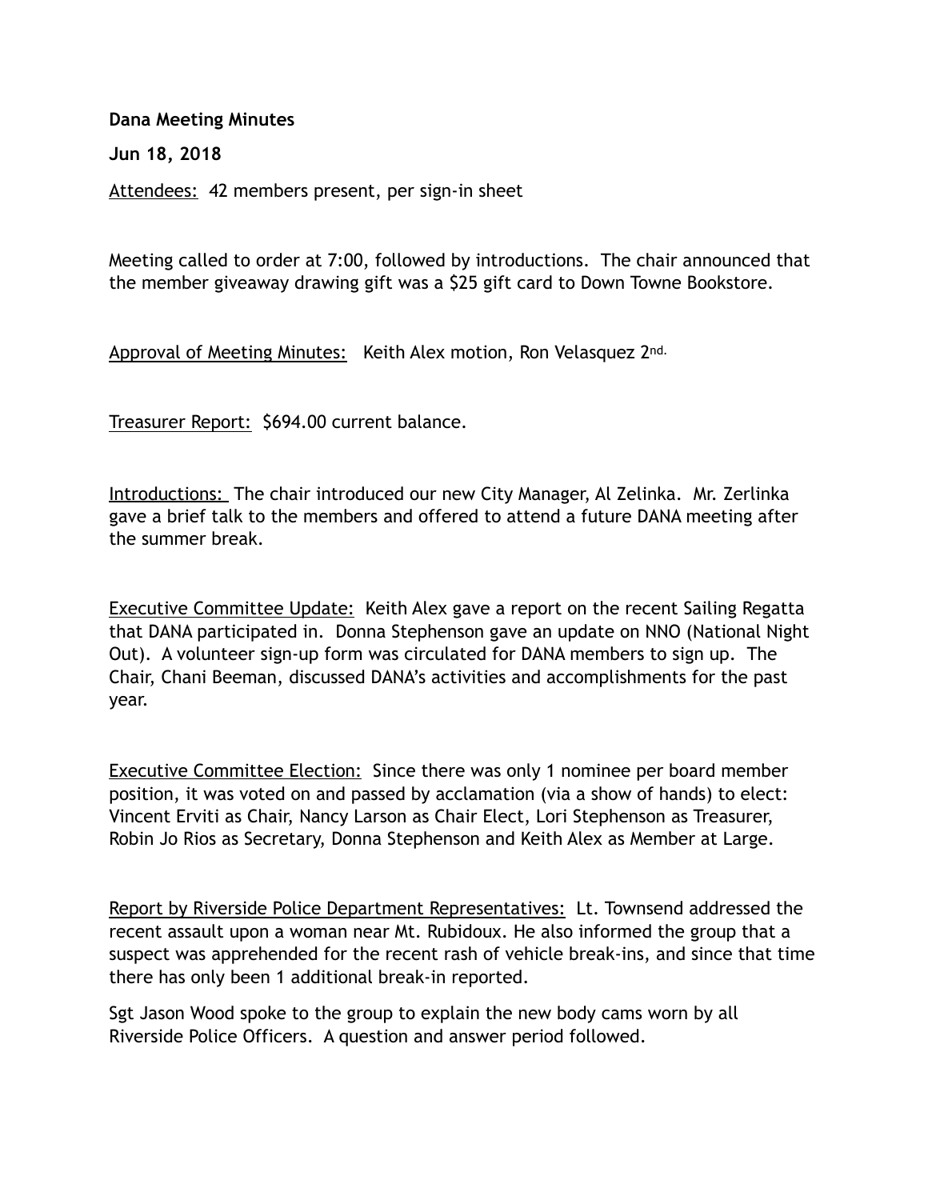**Dana Meeting Minutes**

**Jun 18, 2018**

Attendees: 42 members present, per sign-in sheet

Meeting called to order at 7:00, followed by introductions. The chair announced that the member giveaway drawing gift was a $25 gift card to Down Towne Bookstore.

Approval of Meeting Minutes: Keith Alex motion, Ron Velasquez 2nd.

Treasurer Report: $694.00 current balance.

Introductions: The chair introduced our new City Manager, Al Zelinka. Mr. Zerlinka gave a brief talk to the members and offered to attend a future DANA meeting after the summer break.

Executive Committee Update: Keith Alex gave a report on the recent Sailing Regatta that DANA participated in. Donna Stephenson gave an update on NNO (National Night Out). A volunteer sign-up form was circulated for DANA members to sign up. The Chair, Chani Beeman, discussed DANA's activities and accomplishments for the past year.

Executive Committee Election: Since there was only 1 nominee per board member position, it was voted on and passed by acclamation (via a show of hands) to elect: Vincent Erviti as Chair, Nancy Larson as Chair Elect, Lori Stephenson as Treasurer, Robin Jo Rios as Secretary, Donna Stephenson and Keith Alex as Member at Large.

Report by Riverside Police Department Representatives: Lt. Townsend addressed the recent assault upon a woman near Mt. Rubidoux. He also informed the group that a suspect was apprehended for the recent rash of vehicle break-ins, and since that time there has only been 1 additional break-in reported.

Sgt Jason Wood spoke to the group to explain the new body cams worn by all Riverside Police Officers. A question and answer period followed.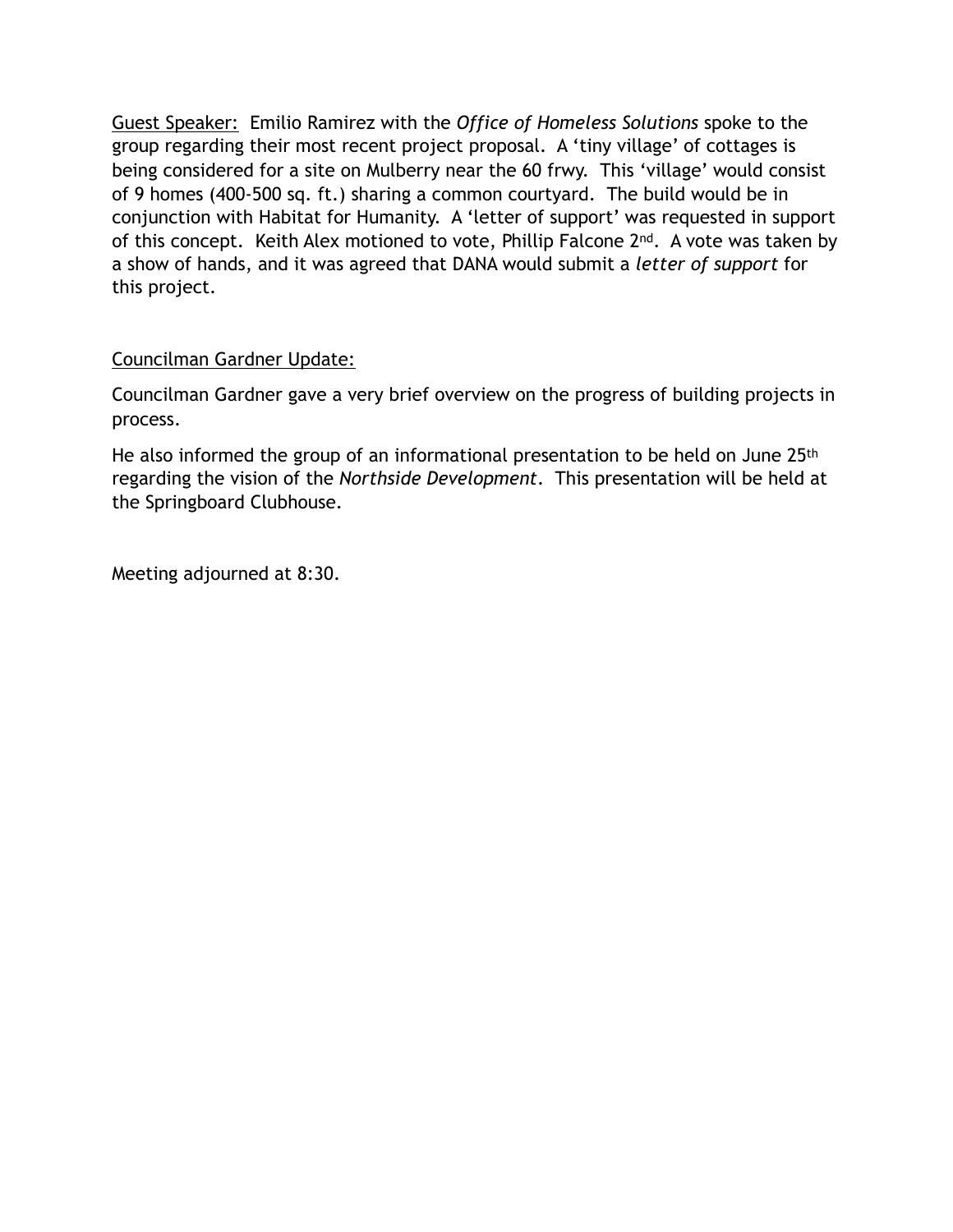<u>Guest Speaker:</u> Emilio Ramirez with the *Office of Homeless Solutions* spoke to the group regarding their most recent project proposal. A 'tiny village' of cottages is being considered for a site on Mulberry near the 60 frwy. This 'village' would consist of 9 homes (400-500 sq. ft.) sharing a common courtyard. The build would be in conjunction with Habitat for Humanity. A 'letter of support' was requested in support of this concept. Keith Alex motioned to vote, Phillip Falcone 2nd. A vote was taken by a show of hands, and it was agreed that DANA would submit a *letter of support* for this project.

<u>Councilman Gardner Update:</u>

Councilman Gardner gave a very brief overview on the progress of building projects in process.

He also informed the group of an informational presentation to be held on June 25th regarding the vision of the *Northside Development*. This presentation will be held at the Springboard Clubhouse.

Meeting adjourned at 8:30.